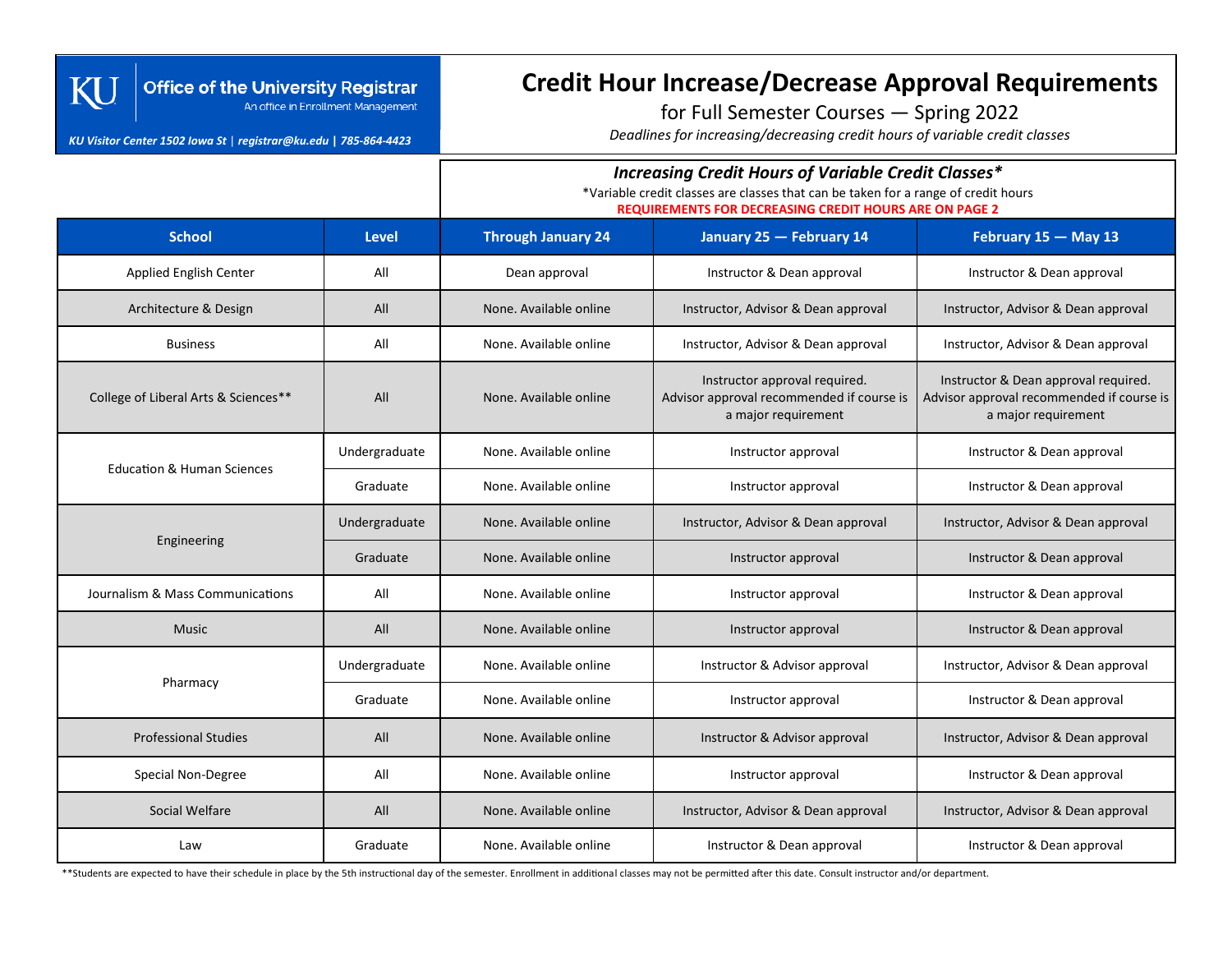KU Office of the University Registrar
An office in Enrollment Management

*KU Visitor Center 1502 Iowa St | registrar@ku.edu | 785-864-4423*

# Credit Hour Increase/Decrease Approval Requirements

## for Full Semester Courses — Spring 2022

*Deadlines for increasing/decreasing credit hours of variable credit classes*

### *Increasing Credit Hours of Variable Credit Classes**

*Variable credit classes are classes that can be taken for a range of credit hours

**REQUIREMENTS FOR DECREASING CREDIT HOURS ARE ON PAGE 2**

| School | Level | Through January 24 | January 25 — February 14 | February 15 — May 13 |
|---|---|---|---|---|
| Applied English Center | All | Dean approval | Instructor & Dean approval | Instructor & Dean approval |
| Architecture & Design | All | None. Available online | Instructor, Advisor & Dean approval | Instructor, Advisor & Dean approval |
| Business | All | None. Available online | Instructor, Advisor & Dean approval | Instructor, Advisor & Dean approval |
| College of Liberal Arts & Sciences** | All | None. Available online | Instructor approval required. Advisor approval recommended if course is a major requirement | Instructor & Dean approval required. Advisor approval recommended if course is a major requirement |
| Education & Human Sciences | Undergraduate | None. Available online | Instructor approval | Instructor & Dean approval |
| | Graduate | None. Available online | Instructor approval | Instructor & Dean approval |
| Engineering | Undergraduate | None. Available online | Instructor, Advisor & Dean approval | Instructor, Advisor & Dean approval |
| | Graduate | None. Available online | Instructor approval | Instructor & Dean approval |
| Journalism & Mass Communications | All | None. Available online | Instructor approval | Instructor & Dean approval |
| Music | All | None. Available online | Instructor approval | Instructor & Dean approval |
| Pharmacy | Undergraduate | None. Available online | Instructor & Advisor approval | Instructor, Advisor & Dean approval |
| | Graduate | None. Available online | Instructor approval | Instructor & Dean approval |
| Professional Studies | All | None. Available online | Instructor & Advisor approval | Instructor, Advisor & Dean approval |
| Special Non-Degree | All | None. Available online | Instructor approval | Instructor & Dean approval |
| Social Welfare | All | None. Available online | Instructor, Advisor & Dean approval | Instructor, Advisor & Dean approval |
| Law | Graduate | None. Available online | Instructor & Dean approval | Instructor & Dean approval |

**Students are expected to have their schedule in place by the 5th instructional day of the semester. Enrollment in additional classes may not be permitted after this date. Consult instructor and/or department.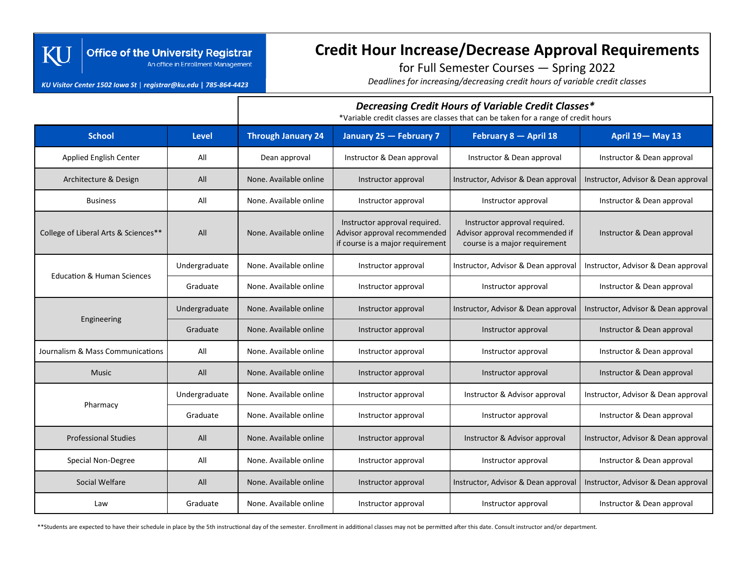**KU Office of the University Registrar**
An office in Enrollment Management

*KU Visitor Center 1502 Iowa St | registrar@ku.edu | 785-864-4423*

# Credit Hour Increase/Decrease Approval Requirements

## for Full Semester Courses — Spring 2022

*Deadlines for increasing/decreasing credit hours of variable credit classes*

| | | ***Decreasing Credit Hours of Variable Credit Classes**** *Variable credit classes are classes that can be taken for a range of credit hours | | | |
|---|---|---|---|---|---|
| **School** | **Level** | **Through January 24** | **January 25 — February 7** | **February 8 — April 18** | **April 19— May 13** |
| Applied English Center | All | Dean approval | Instructor & Dean approval | Instructor & Dean approval | Instructor & Dean approval |
| Architecture & Design | All | None. Available online | Instructor approval | Instructor, Advisor & Dean approval | Instructor, Advisor & Dean approval |
| Business | All | None. Available online | Instructor approval | Instructor approval | Instructor & Dean approval |
| College of Liberal Arts & Sciences** | All | None. Available online | Instructor approval required. Advisor approval recommended if course is a major requirement | Instructor approval required. Advisor approval recommended if course is a major requirement | Instructor & Dean approval |
| Education & Human Sciences | Undergraduate | None. Available online | Instructor approval | Instructor, Advisor & Dean approval | Instructor, Advisor & Dean approval |
| | Graduate | None. Available online | Instructor approval | Instructor approval | Instructor & Dean approval |
| Engineering | Undergraduate | None. Available online | Instructor approval | Instructor, Advisor & Dean approval | Instructor, Advisor & Dean approval |
| | Graduate | None. Available online | Instructor approval | Instructor approval | Instructor & Dean approval |
| Journalism & Mass Communications | All | None. Available online | Instructor approval | Instructor approval | Instructor & Dean approval |
| Music | All | None. Available online | Instructor approval | Instructor approval | Instructor & Dean approval |
| Pharmacy | Undergraduate | None. Available online | Instructor approval | Instructor & Advisor approval | Instructor, Advisor & Dean approval |
| | Graduate | None. Available online | Instructor approval | Instructor approval | Instructor & Dean approval |
| Professional Studies | All | None. Available online | Instructor approval | Instructor & Advisor approval | Instructor, Advisor & Dean approval |
| Special Non-Degree | All | None. Available online | Instructor approval | Instructor approval | Instructor & Dean approval |
| Social Welfare | All | None. Available online | Instructor approval | Instructor, Advisor & Dean approval | Instructor, Advisor & Dean approval |
| Law | Graduate | None. Available online | Instructor approval | Instructor approval | Instructor & Dean approval |

**Students are expected to have their schedule in place by the 5th instructional day of the semester. Enrollment in additional classes may not be permitted after this date. Consult instructor and/or department.